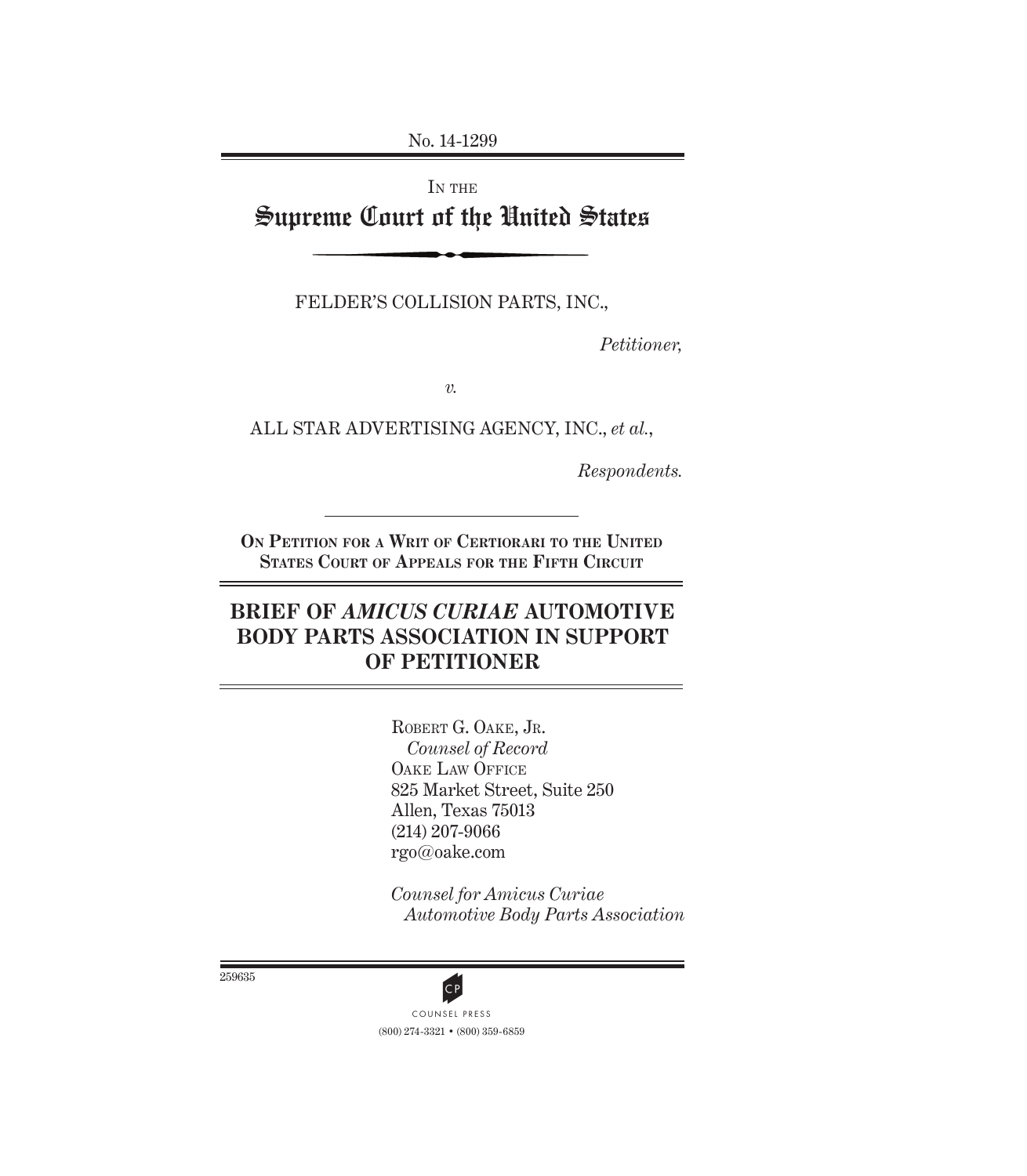No. 14-1299

IN THE

# Supreme Court of the United States

FELDER'S COLLISION PARTS, INC.,

*Petitioner,*

*v.*

ALL STAR ADVERTISING AGENCY, INC., *et al.*,

*Respondents.*

**ON PETITION FOR A WRIT OF CERTIORARI TO THE UNITED STATES COURT OF APPEALS FOR THE FIFTH CIRCUIT**

## BRIEF OF *AMICUS CURIAE* AUTOMOTIVE BODY PARTS ASSOCIATION IN SUPPORT OF PETITIONER

ROBERT G. OAKE, JR.
*Counsel of Record*
OAKE LAW OFFICE
825 Market Street, Suite 250
Allen, Texas 75013
(214) 207-9066
rgo@oake.com

*Counsel for Amicus Curiae Automotive Body Parts Association*

259635

COUNSEL PRESS
(800) 274-3321 • (800) 359-6859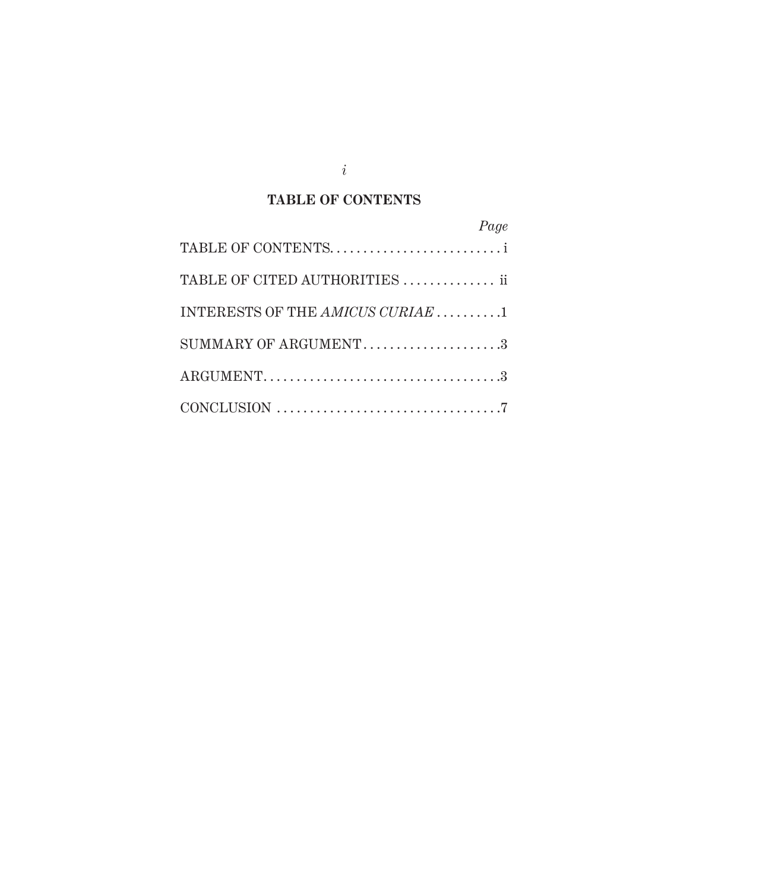**TABLE OF CONTENTS**

| | *Page* |
|---|---|
| TABLE OF CONTENTS | i |
| TABLE OF CITED AUTHORITIES | ii |
| INTERESTS OF THE *AMICUS CURIAE* | 1 |
| SUMMARY OF ARGUMENT | 3 |
| ARGUMENT | 3 |
| CONCLUSION | 7 |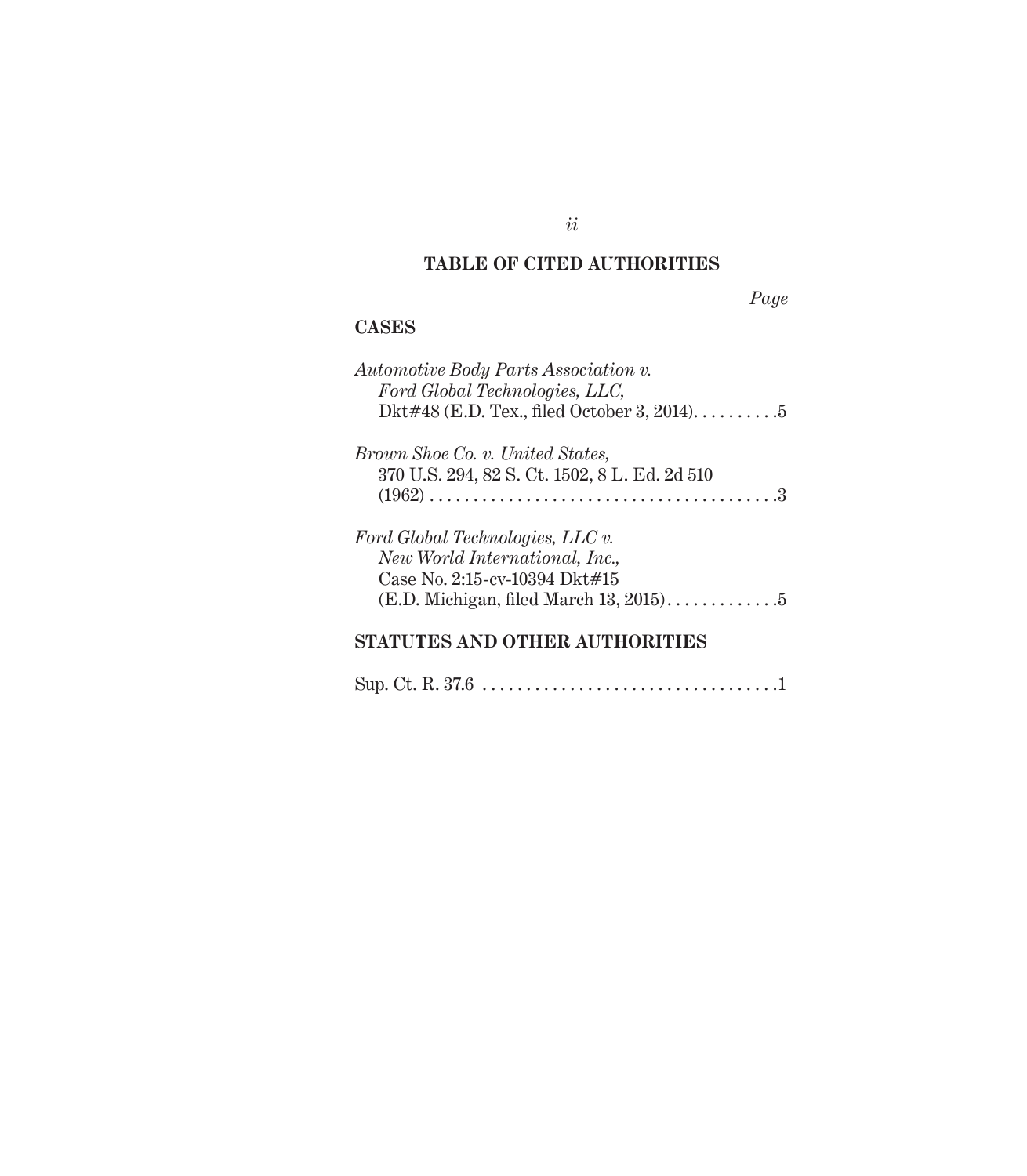## TABLE OF CITED AUTHORITIES

*Page*

### CASES

*Automotive Body Parts Association v. Ford Global Technologies, LLC,* Dkt#48 (E.D. Tex., filed October 3, 2014) . . . . . . . . . . 5

*Brown Shoe Co. v. United States,* 370 U.S. 294, 82 S. Ct. 1502, 8 L. Ed. 2d 510 (1962) . . . . . . . . . . . . . . . . . . . . . . . . . . . . . . . . . . . . . . . 3

*Ford Global Technologies, LLC v. New World International, Inc.,* Case No. 2:15-cv-10394 Dkt#15 (E.D. Michigan, filed March 13, 2015) . . . . . . . . . . . . . 5

### STATUTES AND OTHER AUTHORITIES

Sup. Ct. R. 37.6 . . . . . . . . . . . . . . . . . . . . . . . . . . . . . . . . . . 1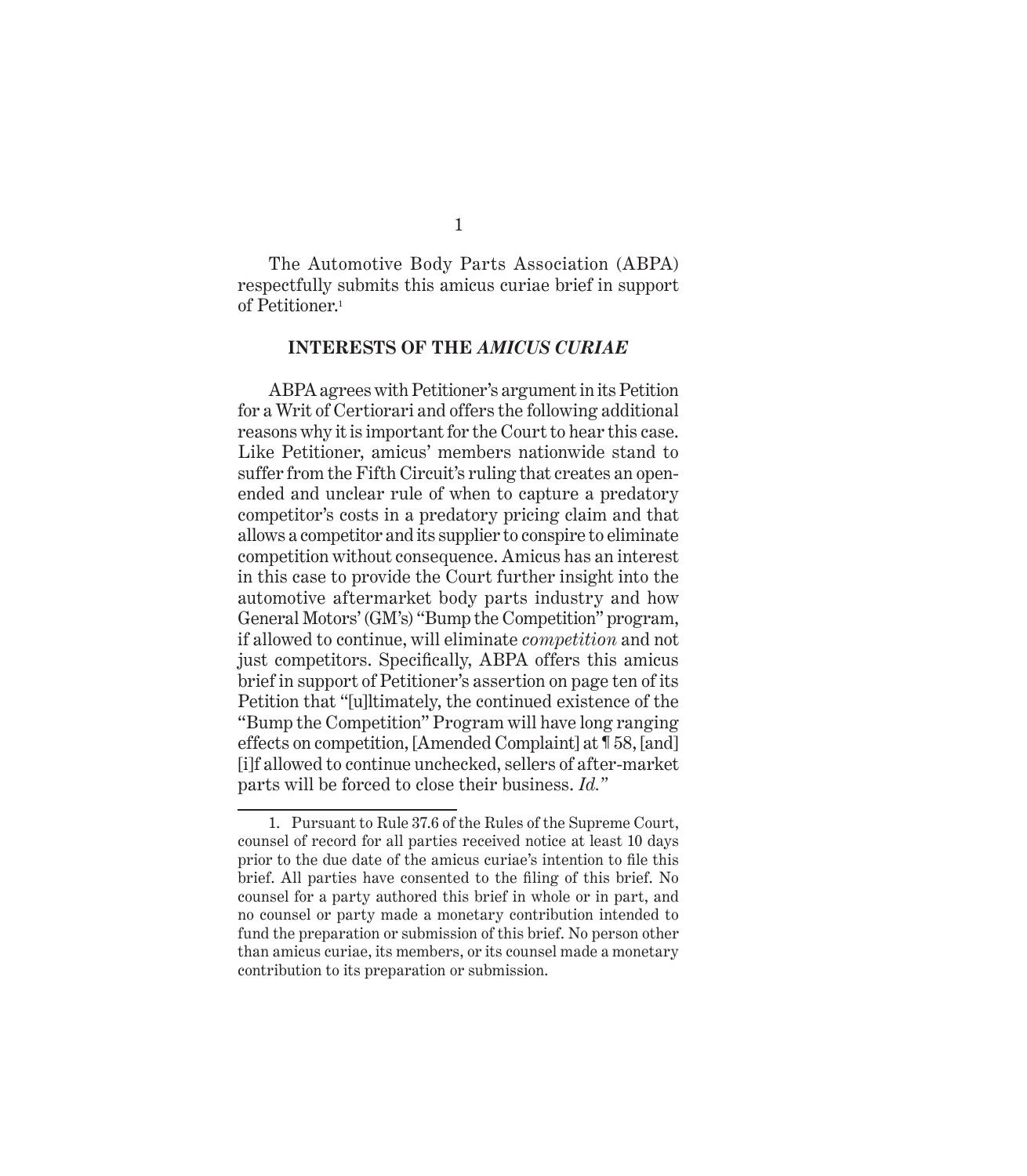The Automotive Body Parts Association (ABPA) respectfully submits this amicus curiae brief in support of Petitioner.[1]

## INTERESTS OF THE *AMICUS CURIAE*

ABPA agrees with Petitioner's argument in its Petition for a Writ of Certiorari and offers the following additional reasons why it is important for the Court to hear this case. Like Petitioner, amicus' members nationwide stand to suffer from the Fifth Circuit's ruling that creates an open-ended and unclear rule of when to capture a predatory competitor's costs in a predatory pricing claim and that allows a competitor and its supplier to conspire to eliminate competition without consequence. Amicus has an interest in this case to provide the Court further insight into the automotive aftermarket body parts industry and how General Motors' (GM's) "Bump the Competition" program, if allowed to continue, will eliminate *competition* and not just competitors. Specifically, ABPA offers this amicus brief in support of Petitioner's assertion on page ten of its Petition that "[u]ltimately, the continued existence of the "Bump the Competition" Program will have long ranging effects on competition, [Amended Complaint] at ¶ 58, [and] [i]f allowed to continue unchecked, sellers of after-market parts will be forced to close their business. *Id.*"

---

1. Pursuant to Rule 37.6 of the Rules of the Supreme Court, counsel of record for all parties received notice at least 10 days prior to the due date of the amicus curiae's intention to file this brief. All parties have consented to the filing of this brief. No counsel for a party authored this brief in whole or in part, and no counsel or party made a monetary contribution intended to fund the preparation or submission of this brief. No person other than amicus curiae, its members, or its counsel made a monetary contribution to its preparation or submission.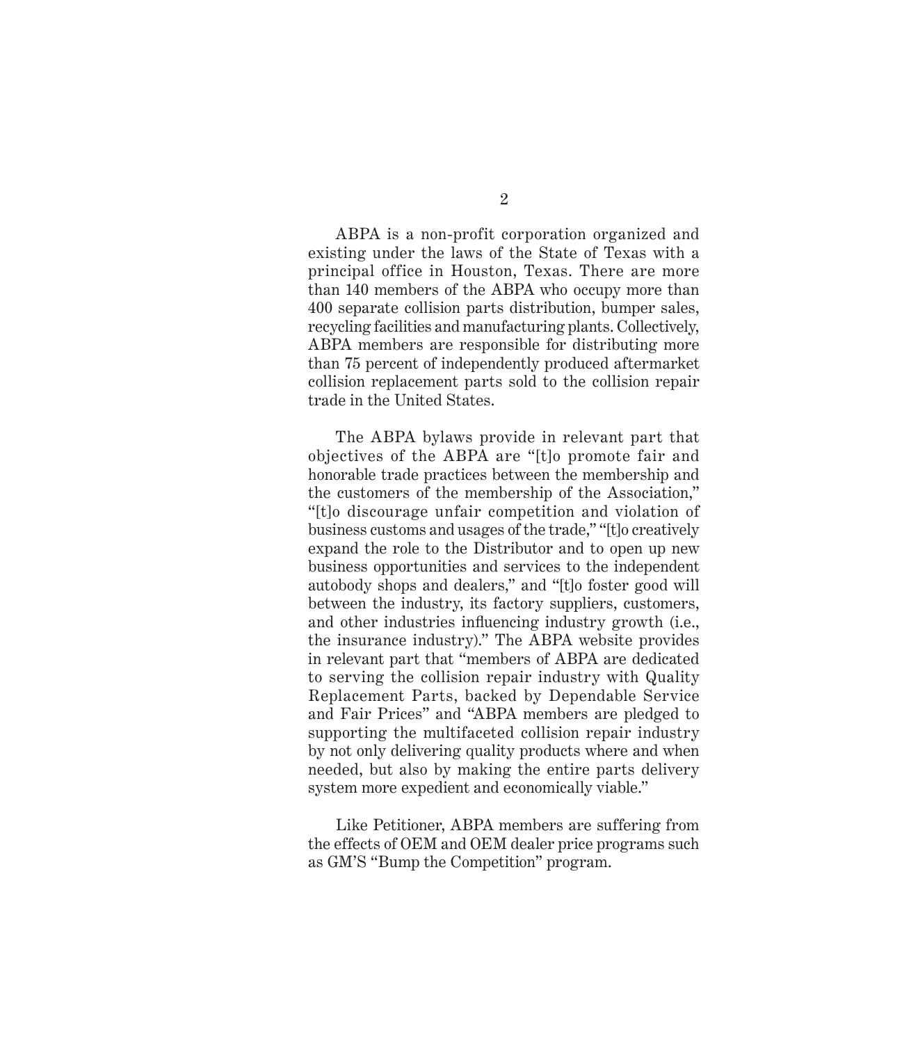ABPA is a non-profit corporation organized and existing under the laws of the State of Texas with a principal office in Houston, Texas. There are more than 140 members of the ABPA who occupy more than 400 separate collision parts distribution, bumper sales, recycling facilities and manufacturing plants. Collectively, ABPA members are responsible for distributing more than 75 percent of independently produced aftermarket collision replacement parts sold to the collision repair trade in the United States.

The ABPA bylaws provide in relevant part that objectives of the ABPA are "[t]o promote fair and honorable trade practices between the membership and the customers of the membership of the Association," "[t]o discourage unfair competition and violation of business customs and usages of the trade," "[t]o creatively expand the role to the Distributor and to open up new business opportunities and services to the independent autobody shops and dealers," and "[t]o foster good will between the industry, its factory suppliers, customers, and other industries influencing industry growth (i.e., the insurance industry)." The ABPA website provides in relevant part that "members of ABPA are dedicated to serving the collision repair industry with Quality Replacement Parts, backed by Dependable Service and Fair Prices" and "ABPA members are pledged to supporting the multifaceted collision repair industry by not only delivering quality products where and when needed, but also by making the entire parts delivery system more expedient and economically viable."

Like Petitioner, ABPA members are suffering from the effects of OEM and OEM dealer price programs such as GM'S "Bump the Competition" program.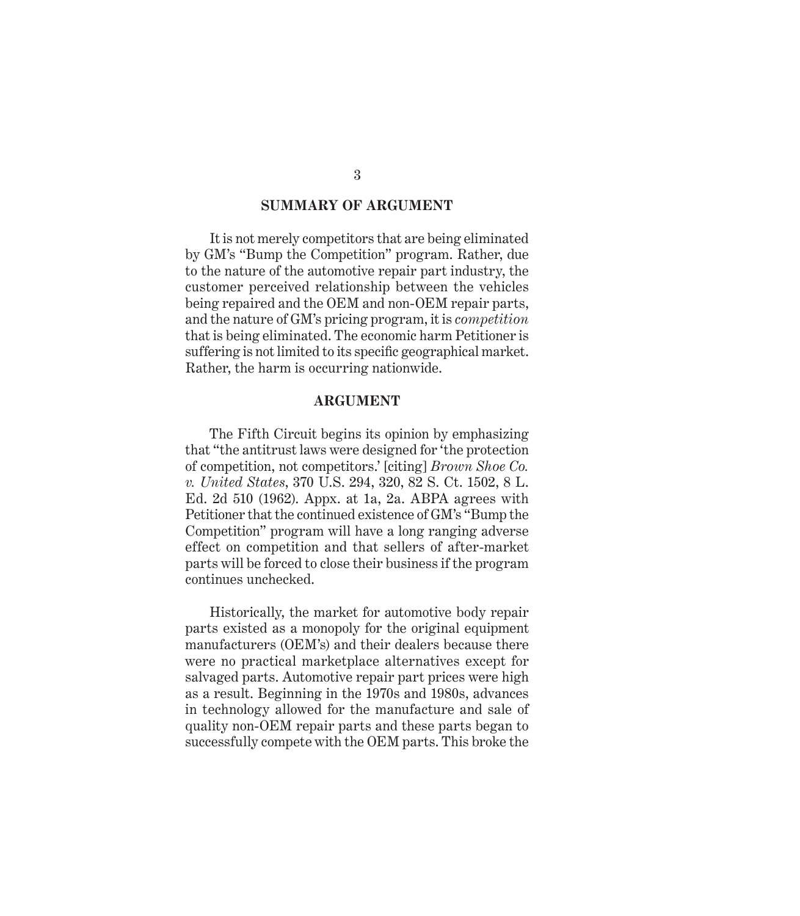## SUMMARY OF ARGUMENT

It is not merely competitors that are being eliminated by GM's "Bump the Competition" program. Rather, due to the nature of the automotive repair part industry, the customer perceived relationship between the vehicles being repaired and the OEM and non-OEM repair parts, and the nature of GM's pricing program, it is *competition* that is being eliminated. The economic harm Petitioner is suffering is not limited to its specific geographical market. Rather, the harm is occurring nationwide.

## ARGUMENT

The Fifth Circuit begins its opinion by emphasizing that "the antitrust laws were designed for 'the protection of competition, not competitors.' [citing] *Brown Shoe Co. v. United States*, 370 U.S. 294, 320, 82 S. Ct. 1502, 8 L. Ed. 2d 510 (1962). Appx. at 1a, 2a. ABPA agrees with Petitioner that the continued existence of GM's "Bump the Competition" program will have a long ranging adverse effect on competition and that sellers of after-market parts will be forced to close their business if the program continues unchecked.

Historically, the market for automotive body repair parts existed as a monopoly for the original equipment manufacturers (OEM's) and their dealers because there were no practical marketplace alternatives except for salvaged parts. Automotive repair part prices were high as a result. Beginning in the 1970s and 1980s, advances in technology allowed for the manufacture and sale of quality non-OEM repair parts and these parts began to successfully compete with the OEM parts. This broke the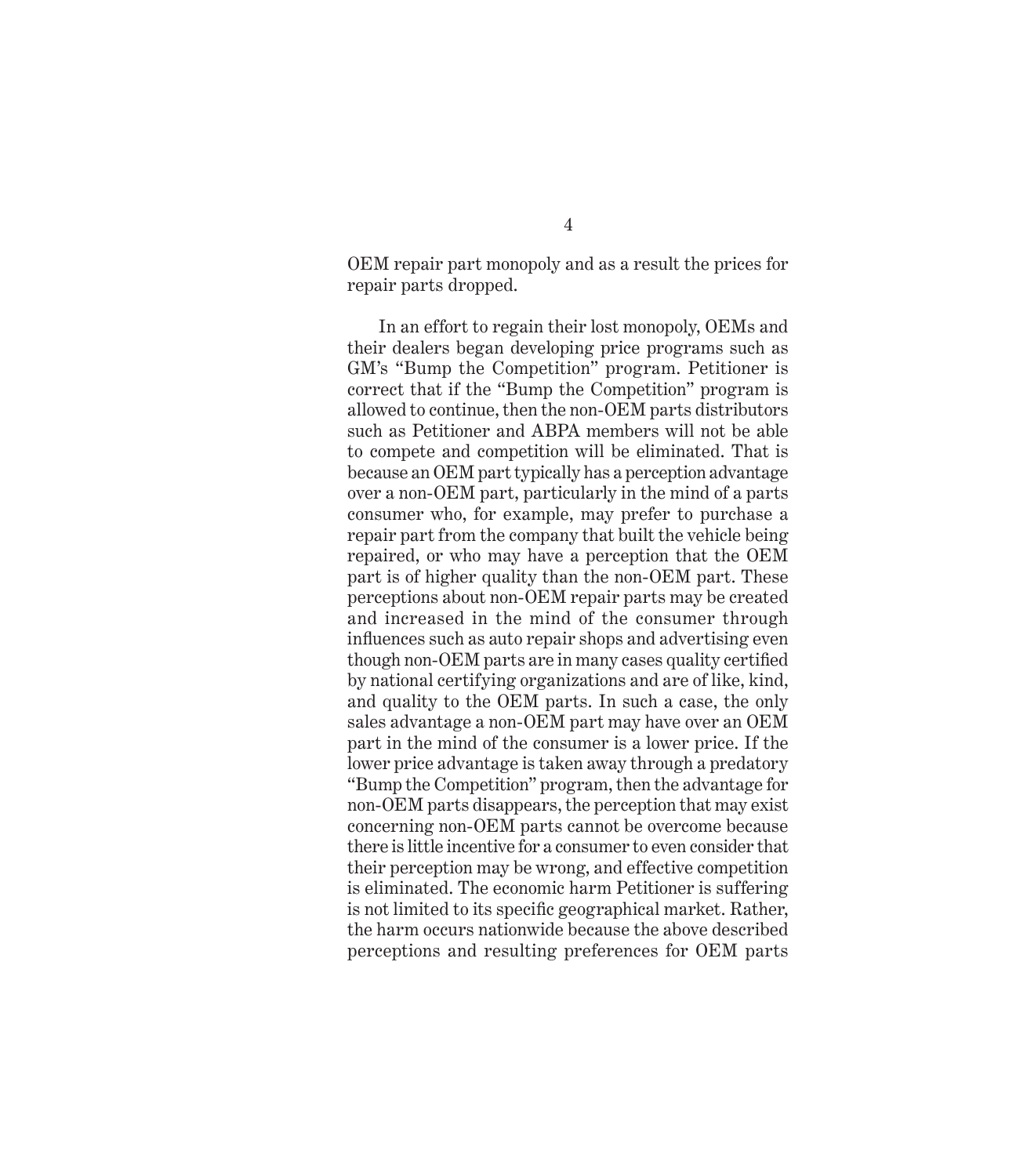OEM repair part monopoly and as a result the prices for repair parts dropped.

In an effort to regain their lost monopoly, OEMs and their dealers began developing price programs such as GM's "Bump the Competition" program. Petitioner is correct that if the "Bump the Competition" program is allowed to continue, then the non-OEM parts distributors such as Petitioner and ABPA members will not be able to compete and competition will be eliminated. That is because an OEM part typically has a perception advantage over a non-OEM part, particularly in the mind of a parts consumer who, for example, may prefer to purchase a repair part from the company that built the vehicle being repaired, or who may have a perception that the OEM part is of higher quality than the non-OEM part. These perceptions about non-OEM repair parts may be created and increased in the mind of the consumer through influences such as auto repair shops and advertising even though non-OEM parts are in many cases quality certified by national certifying organizations and are of like, kind, and quality to the OEM parts. In such a case, the only sales advantage a non-OEM part may have over an OEM part in the mind of the consumer is a lower price. If the lower price advantage is taken away through a predatory "Bump the Competition" program, then the advantage for non-OEM parts disappears, the perception that may exist concerning non-OEM parts cannot be overcome because there is little incentive for a consumer to even consider that their perception may be wrong, and effective competition is eliminated. The economic harm Petitioner is suffering is not limited to its specific geographical market. Rather, the harm occurs nationwide because the above described perceptions and resulting preferences for OEM parts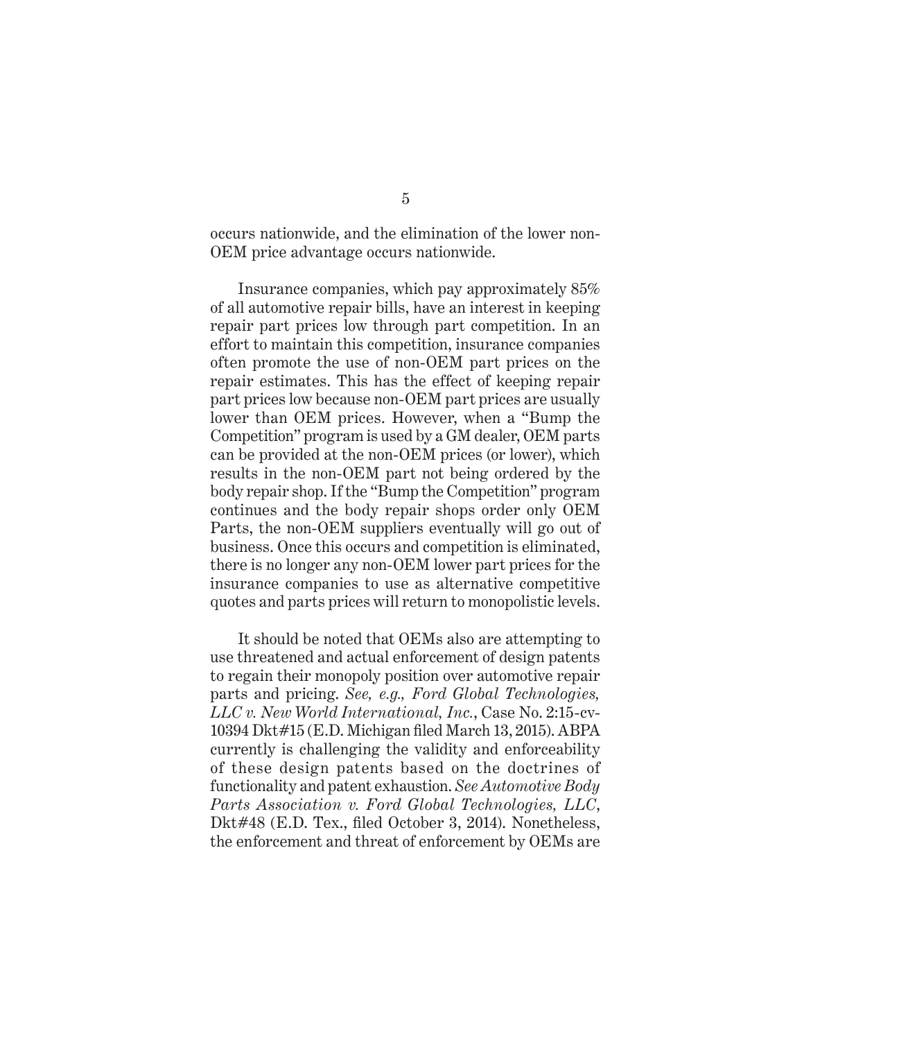occurs nationwide, and the elimination of the lower non-OEM price advantage occurs nationwide.

Insurance companies, which pay approximately 85% of all automotive repair bills, have an interest in keeping repair part prices low through part competition. In an effort to maintain this competition, insurance companies often promote the use of non-OEM part prices on the repair estimates. This has the effect of keeping repair part prices low because non-OEM part prices are usually lower than OEM prices. However, when a "Bump the Competition" program is used by a GM dealer, OEM parts can be provided at the non-OEM prices (or lower), which results in the non-OEM part not being ordered by the body repair shop. If the "Bump the Competition" program continues and the body repair shops order only OEM Parts, the non-OEM suppliers eventually will go out of business. Once this occurs and competition is eliminated, there is no longer any non-OEM lower part prices for the insurance companies to use as alternative competitive quotes and parts prices will return to monopolistic levels.

It should be noted that OEMs also are attempting to use threatened and actual enforcement of design patents to regain their monopoly position over automotive repair parts and pricing. *See, e.g., Ford Global Technologies, LLC v. New World International, Inc.*, Case No. 2:15-cv-10394 Dkt#15 (E.D. Michigan filed March 13, 2015). ABPA currently is challenging the validity and enforceability of these design patents based on the doctrines of functionality and patent exhaustion. *See Automotive Body Parts Association v. Ford Global Technologies, LLC*, Dkt#48 (E.D. Tex., filed October 3, 2014). Nonetheless, the enforcement and threat of enforcement by OEMs are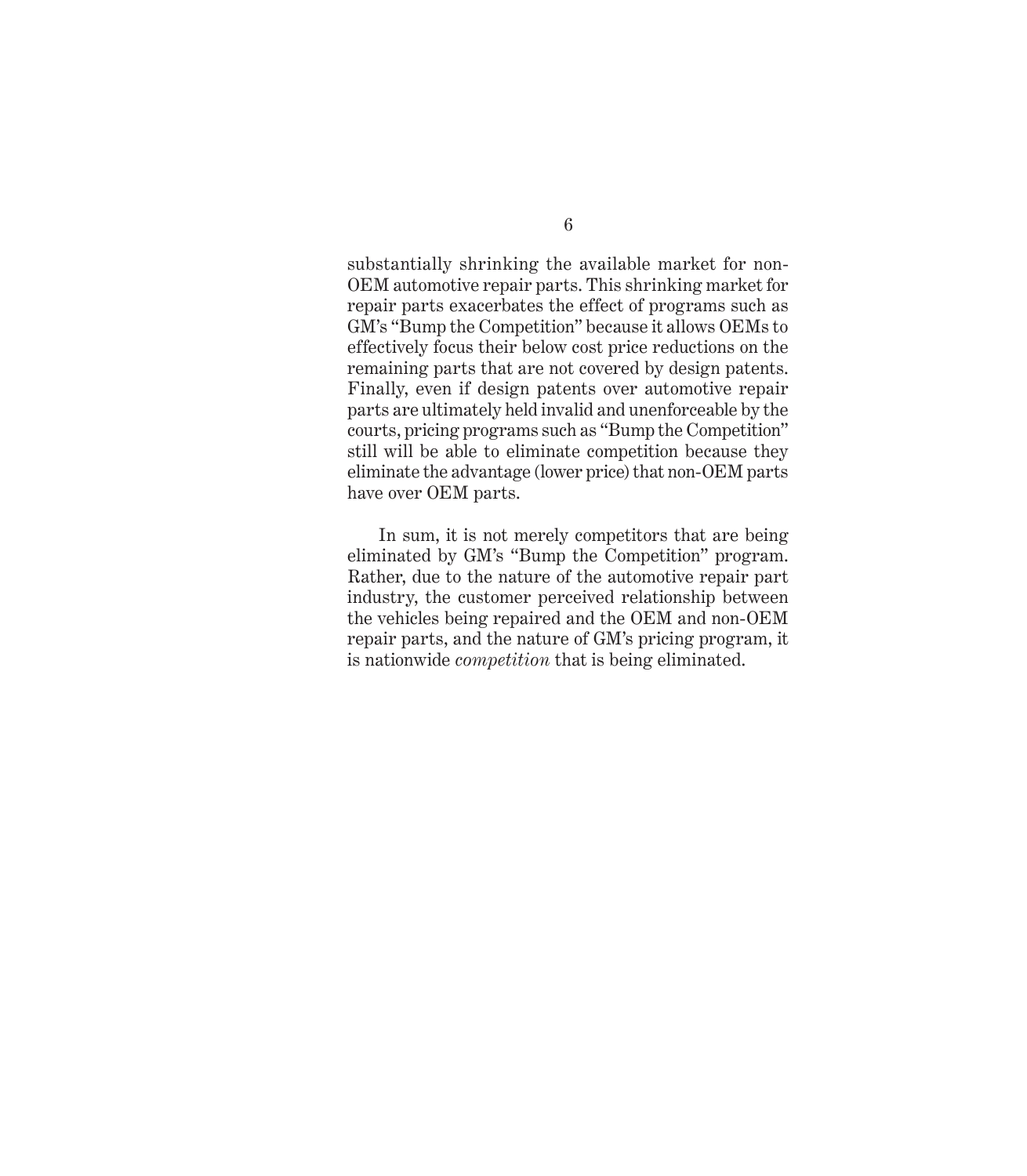substantially shrinking the available market for non-OEM automotive repair parts. This shrinking market for repair parts exacerbates the effect of programs such as GM's "Bump the Competition" because it allows OEMs to effectively focus their below cost price reductions on the remaining parts that are not covered by design patents. Finally, even if design patents over automotive repair parts are ultimately held invalid and unenforceable by the courts, pricing programs such as "Bump the Competition" still will be able to eliminate competition because they eliminate the advantage (lower price) that non-OEM parts have over OEM parts.

In sum, it is not merely competitors that are being eliminated by GM's "Bump the Competition" program. Rather, due to the nature of the automotive repair part industry, the customer perceived relationship between the vehicles being repaired and the OEM and non-OEM repair parts, and the nature of GM's pricing program, it is nationwide *competition* that is being eliminated.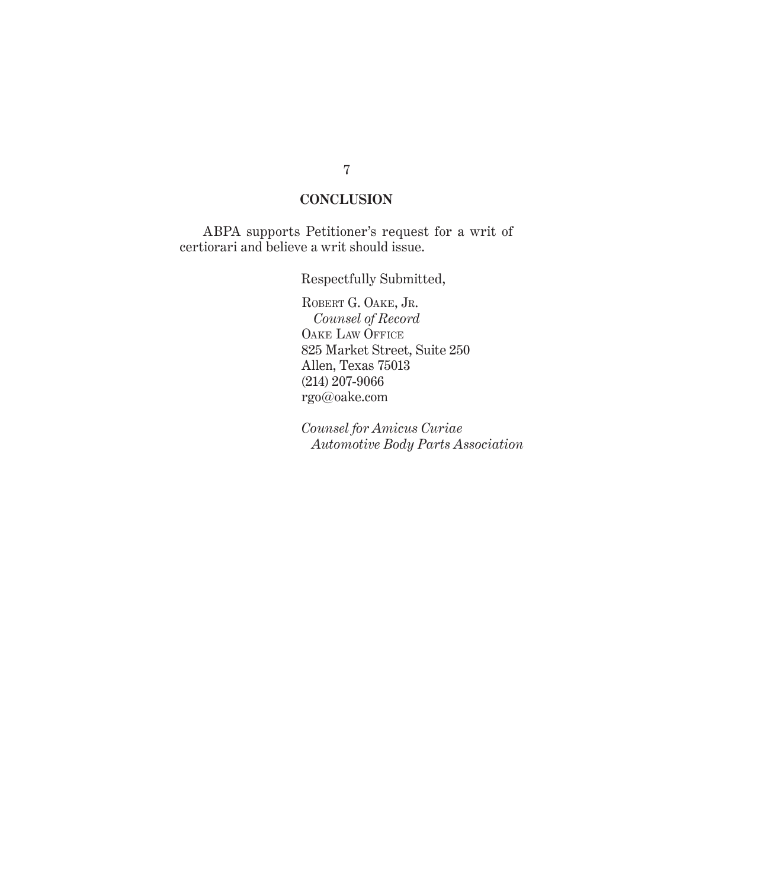## CONCLUSION

ABPA supports Petitioner's request for a writ of certiorari and believe a writ should issue.

Respectfully Submitted,

Robert G. Oake, Jr.
*Counsel of Record*
Oake Law Office
825 Market Street, Suite 250
Allen, Texas 75013
(214) 207-9066
rgo@oake.com

*Counsel for Amicus Curiae*
*Automotive Body Parts Association*